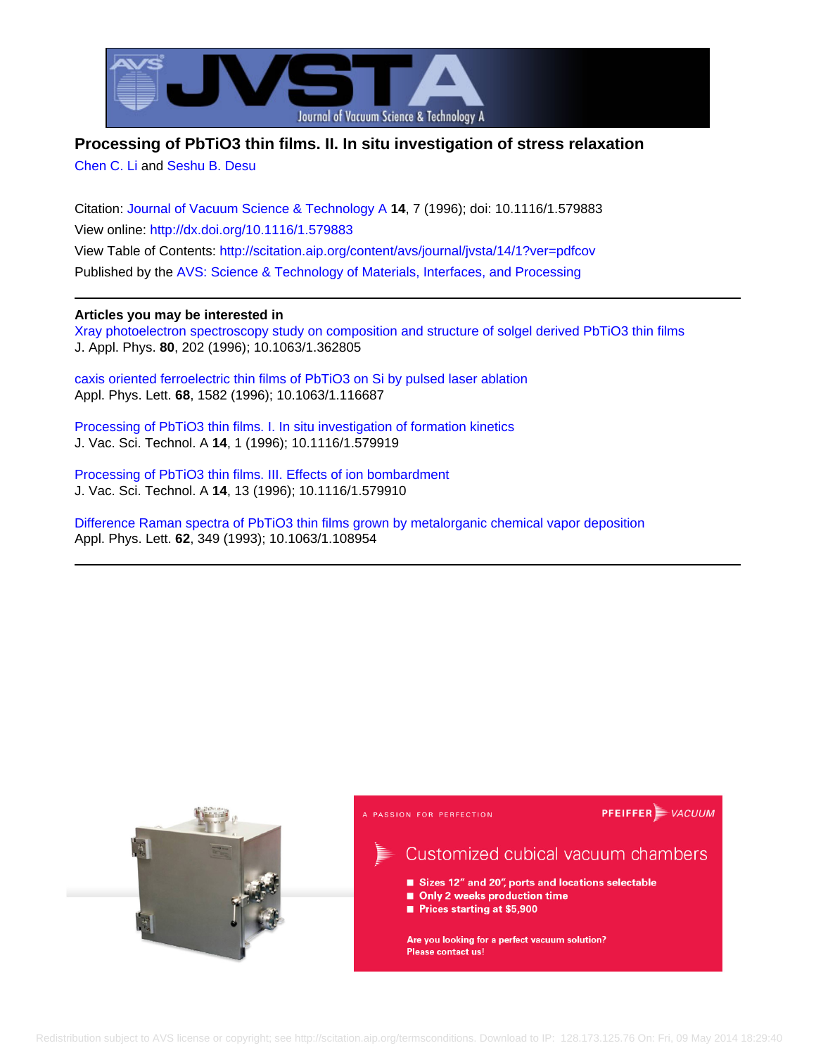# Processing of PbTiO3 thin films. II. In situ investigation of stress relaxation

Chen C. Li and Seshu B. Desu

Citation: Journal of Vacuum Science & Technology A **14**, 7 (1996); doi: 10.1116/1.579883

View online: http://dx.doi.org/10.1116/1.579883

View Table of Contents: http://scitation.aip.org/content/avs/journal/jvsta/14/1?ver=pdfcov

Published by the AVS: Science & Technology of Materials, Interfaces, and Processing

---

**Articles you may be interested in**

Xray photoelectron spectroscopy study on composition and structure of solgel derived PbTiO3 thin films
J. Appl. Phys. **80**, 202 (1996); 10.1063/1.362805

caxis oriented ferroelectric thin films of PbTiO3 on Si by pulsed laser ablation
Appl. Phys. Lett. **68**, 1582 (1996); 10.1063/1.116687

Processing of PbTiO3 thin films. I. In situ investigation of formation kinetics
J. Vac. Sci. Technol. A **14**, 1 (1996); 10.1116/1.579919

Processing of PbTiO3 thin films. III. Effects of ion bombardment
J. Vac. Sci. Technol. A **14**, 13 (1996); 10.1116/1.579910

Difference Raman spectra of PbTiO3 thin films grown by metalorganic chemical vapor deposition
Appl. Phys. Lett. **62**, 349 (1993); 10.1063/1.108954

---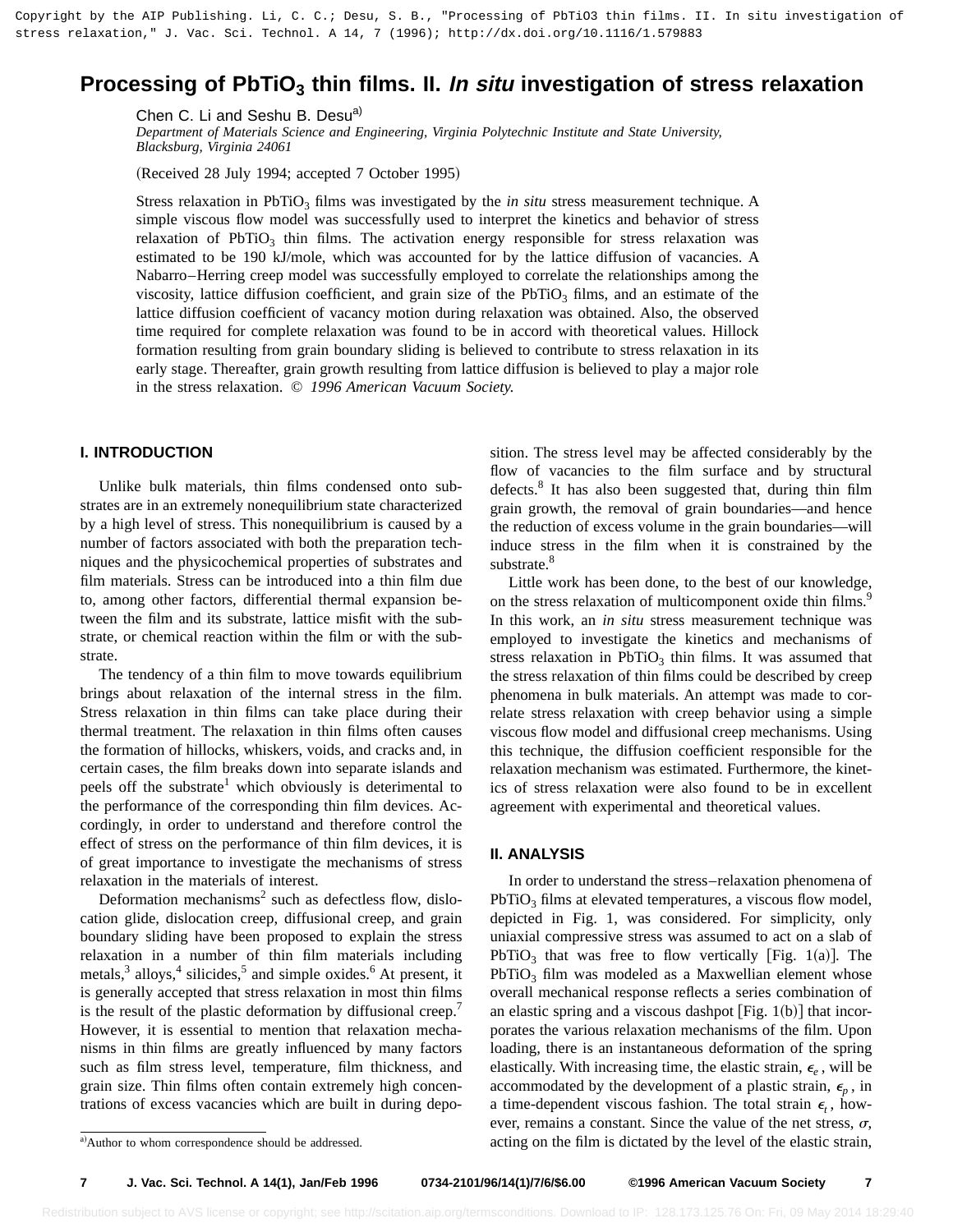# Processing of $PbTiO_3$ thin films. II. *In situ* investigation of stress relaxation

Chen C. Li and Seshu B. Desu[a)]

*Department of Materials Science and Engineering, Virginia Polytechnic Institute and State University, Blacksburg, Virginia 24061*

(Received 28 July 1994; accepted 7 October 1995)

Stress relaxation in $PbTiO_3$ films was investigated by the *in situ* stress measurement technique. A simple viscous flow model was successfully used to interpret the kinetics and behavior of stress relaxation of $PbTiO_3$ thin films. The activation energy responsible for stress relaxation was estimated to be 190 kJ/mole, which was accounted for by the lattice diffusion of vacancies. A Nabarro–Herring creep model was successfully employed to correlate the relationships among the viscosity, lattice diffusion coefficient, and grain size of the $PbTiO_3$ films, and an estimate of the lattice diffusion coefficient of vacancy motion during relaxation was obtained. Also, the observed time required for complete relaxation was found to be in accord with theoretical values. Hillock formation resulting from grain boundary sliding is believed to contribute to stress relaxation in its early stage. Thereafter, grain growth resulting from lattice diffusion is believed to play a major role in the stress relaxation. © *1996 American Vacuum Society.*

## I. INTRODUCTION

Unlike bulk materials, thin films condensed onto substrates are in an extremely nonequilibrium state characterized by a high level of stress. This nonequilibrium is caused by a number of factors associated with both the preparation techniques and the physicochemical properties of substrates and film materials. Stress can be introduced into a thin film due to, among other factors, differential thermal expansion between the film and its substrate, lattice misfit with the substrate, or chemical reaction within the film or with the substrate.

The tendency of a thin film to move towards equilibrium brings about relaxation of the internal stress in the film. Stress relaxation in thin films can take place during their thermal treatment. The relaxation in thin films often causes the formation of hillocks, whiskers, voids, and cracks and, in certain cases, the film breaks down into separate islands and peels off the substrate[1] which obviously is deterimental to the performance of the corresponding thin film devices. Accordingly, in order to understand and therefore control the effect of stress on the performance of thin film devices, it is of great importance to investigate the mechanisms of stress relaxation in the materials of interest.

Deformation mechanisms[2] such as defectless flow, dislocation glide, dislocation creep, diffusional creep, and grain boundary sliding have been proposed to explain the stress relaxation in a number of thin film materials including metals,[3] alloys,[4] silicides,[5] and simple oxides.[6] At present, it is generally accepted that stress relaxation in most thin films is the result of the plastic deformation by diffusional creep.[7] However, it is essential to mention that relaxation mechanisms in thin films are greatly influenced by many factors such as film stress level, temperature, film thickness, and grain size. Thin films often contain extremely high concentrations of excess vacancies which are built in during deposition. The stress level may be affected considerably by the flow of vacancies to the film surface and by structural defects.[8] It has also been suggested that, during thin film grain growth, the removal of grain boundaries—and hence the reduction of excess volume in the grain boundaries—will induce stress in the film when it is constrained by the substrate.[8]

Little work has been done, to the best of our knowledge, on the stress relaxation of multicomponent oxide thin films.[9] In this work, an *in situ* stress measurement technique was employed to investigate the kinetics and mechanisms of stress relaxation in $PbTiO_3$ thin films. It was assumed that the stress relaxation of thin films could be described by creep phenomena in bulk materials. An attempt was made to correlate stress relaxation with creep behavior using a simple viscous flow model and diffusional creep mechanisms. Using this technique, the diffusion coefficient responsible for the relaxation mechanism was estimated. Furthermore, the kinetics of stress relaxation were also found to be in excellent agreement with experimental and theoretical values.

## II. ANALYSIS

In order to understand the stress–relaxation phenomena of $PbTiO_3$ films at elevated temperatures, a viscous flow model, depicted in Fig. 1, was considered. For simplicity, only uniaxial compressive stress was assumed to act on a slab of $PbTiO_3$ that was free to flow vertically [Fig. 1(a)]. The $PbTiO_3$ film was modeled as a Maxwellian element whose overall mechanical response reflects a series combination of an elastic spring and a viscous dashpot [Fig. 1(b)] that incorporates the various relaxation mechanisms of the film. Upon loading, there is an instantaneous deformation of the spring elastically. With increasing time, the elastic strain, $\epsilon_e$, will be accommodated by the development of a plastic strain, $\epsilon_p$, in a time-dependent viscous fashion. The total strain $\epsilon_t$, however, remains a constant. Since the value of the net stress, $\sigma$, acting on the film is dictated by the level of the elastic strain,

[a)]Author to whom correspondence should be addressed.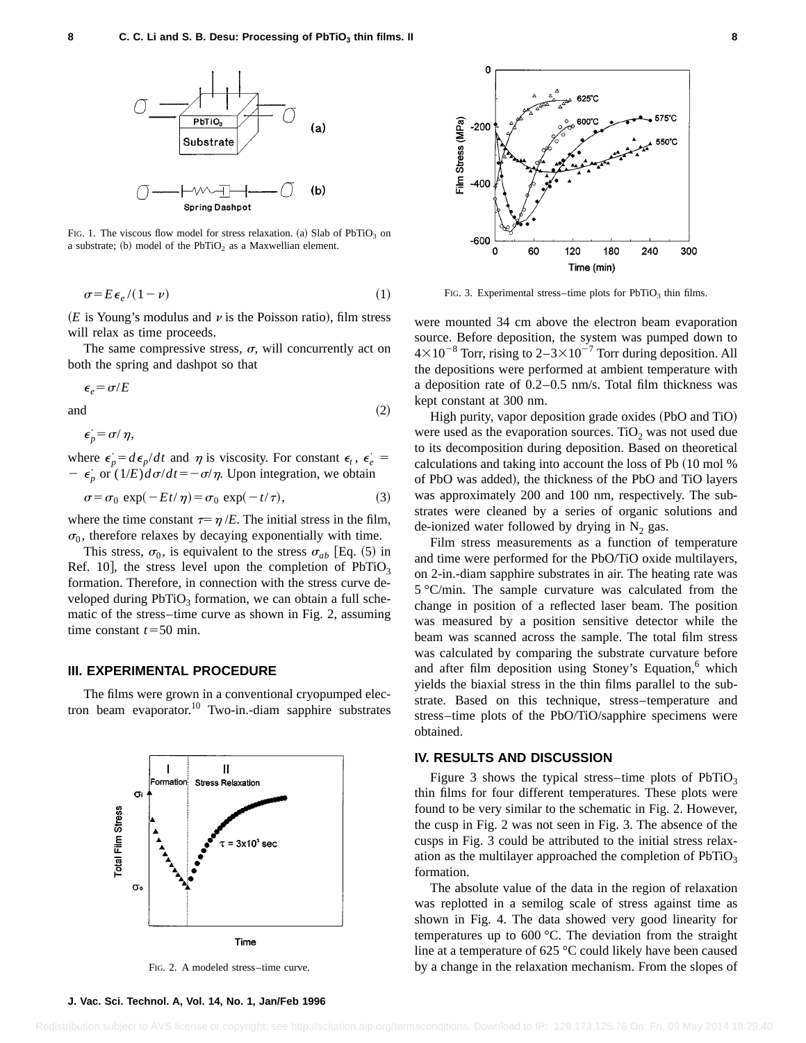FIG. 1. The viscous flow model for stress relaxation. (a) Slab of $PbTiO_3$ on a substrate; (b) model of the $PbTiO_2$ as a Maxwellian element.

$$\sigma = E\epsilon_e/(1-\nu) \tag{1}$$

($E$ is Young's modulus and $\nu$ is the Poisson ratio), film stress will relax as time proceeds.

The same compressive stress, $\sigma$, will concurrently act on both the spring and dashpot so that

$$\epsilon_e = \sigma/E$$

and (2)

$$\dot{\epsilon_p} = \sigma/\eta,$$

where $\dot{\epsilon_p} = d\epsilon_p/dt$ and $\eta$ is viscosity. For constant $\epsilon_t$, $\dot{\epsilon_e} = -\dot{\epsilon_p}$ or $(1/E)d\sigma/dt = -\sigma/\eta$. Upon integration, we obtain

$$\sigma = \sigma_0 \exp(-Et/\eta) = \sigma_0 \exp(-t/\tau), \tag{3}$$

where the time constant $\tau = \eta/E$. The initial stress in the film, $\sigma_0$, therefore relaxes by decaying exponentially with time.

This stress, $\sigma_0$, is equivalent to the stress $\sigma_{ab}$ [Eq. (5) in Ref. 10], the stress level upon the completion of $PbTiO_3$ formation. Therefore, in connection with the stress curve developed during $PbTiO_3$ formation, we can obtain a full schematic of the stress–time curve as shown in Fig. 2, assuming time constant $t = 50$ min.

## III. EXPERIMENTAL PROCEDURE

The films were grown in a conventional cryopumped electron beam evaporator.[10] Two-in.-diam sapphire substrates were mounted 34 cm above the electron beam evaporation source. Before deposition, the system was pumped down to $4\times10^{-8}$ Torr, rising to $2–3\times10^{-7}$ Torr during deposition. All the depositions were performed at ambient temperature with a deposition rate of 0.2–0.5 nm/s. Total film thickness was kept constant at 300 nm.

FIG. 2. A modeled stress–time curve.

FIG. 3. Experimental stress–time plots for $PbTiO_3$ thin films.

High purity, vapor deposition grade oxides (PbO and TiO) were used as the evaporation sources. $TiO_2$ was not used due to its decomposition during deposition. Based on theoretical calculations and taking into account the loss of Pb (10 mol % of PbO was added), the thickness of the PbO and TiO layers was approximately 200 and 100 nm, respectively. The substrates were cleaned by a series of organic solutions and de-ionized water followed by drying in $N_2$ gas.

Film stress measurements as a function of temperature and time were performed for the PbO/TiO oxide multilayers, on 2-in.-diam sapphire substrates in air. The heating rate was 5 °C/min. The sample curvature was calculated from the change in position of a reflected laser beam. The position was measured by a position sensitive detector while the beam was scanned across the sample. The total film stress was calculated by comparing the substrate curvature before and after film deposition using Stoney's Equation,[6] which yields the biaxial stress in the thin films parallel to the substrate. Based on this technique, stress–temperature and stress–time plots of the PbO/TiO/sapphire specimens were obtained.

## IV. RESULTS AND DISCUSSION

Figure 3 shows the typical stress–time plots of $PbTiO_3$ thin films for four different temperatures. These plots were found to be very similar to the schematic in Fig. 2. However, the cusp in Fig. 2 was not seen in Fig. 3. The absence of the cusps in Fig. 3 could be attributed to the initial stress relaxation as the multilayer approached the completion of $PbTiO_3$ formation.

The absolute value of the data in the region of relaxation was replotted in a semilog scale of stress against time as shown in Fig. 4. The data showed very good linearity for temperatures up to 600 °C. The deviation from the straight line at a temperature of 625 °C could likely have been caused by a change in the relaxation mechanism. From the slopes of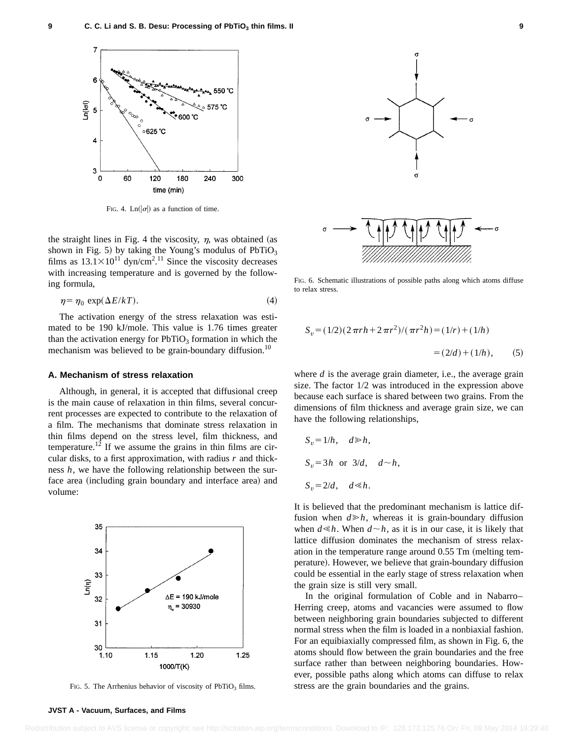FIG. 4. Ln($|\sigma|$) as a function of time.

the straight lines in Fig. 4 the viscosity, $\eta$, was obtained (as shown in Fig. 5) by taking the Young's modulus of $PbTiO_3$ films as $13.1\times10^{11}$ dyn/cm$^2$.[11] Since the viscosity decreases with increasing temperature and is governed by the following formula,

$$\eta = \eta_0 \exp(\Delta E/kT). \tag{4}$$

The activation energy of the stress relaxation was estimated to be 190 kJ/mole. This value is 1.76 times greater than the activation energy for $PbTiO_3$ formation in which the mechanism was believed to be grain-boundary diffusion.[10]

### A. Mechanism of stress relaxation

Although, in general, it is accepted that diffusional creep is the main cause of relaxation in thin films, several concurrent processes are expected to contribute to the relaxation of a film. The mechanisms that dominate stress relaxation in thin films depend on the stress level, film thickness, and temperature.[12] If we assume the grains in thin films are circular disks, to a first approximation, with radius $r$ and thickness $h$, we have the following relationship between the surface area (including grain boundary and interface area) and volume:

FIG. 5. The Arrhenius behavior of viscosity of $PbTiO_3$ films.

FIG. 6. Schematic illustrations of possible paths along which atoms diffuse to relax stress.

$$S_v = (1/2)(2\pi rh + 2\pi r^2)/(\pi r^2 h) = (1/r) + (1/h)$$
$$= (2/d) + (1/h), \tag{5}$$

where $d$ is the average grain diameter, i.e., the average grain size. The factor 1/2 was introduced in the expression above because each surface is shared between two grains. From the dimensions of film thickness and average grain size, we can have the following relationships,

$S_v = 1/h, \quad d \gg h,$

$S_v = 3h \text{ or } 3/d, \quad d \sim h,$

$S_v = 2/d, \quad d \ll h.$

It is believed that the predominant mechanism is lattice diffusion when $d \gg h$, whereas it is grain-boundary diffusion when $d \ll h$. When $d \sim h$, as it is in our case, it is likely that lattice diffusion dominates the mechanism of stress relaxation in the temperature range around 0.55 Tm (melting temperature). However, we believe that grain-boundary diffusion could be essential in the early stage of stress relaxation when the grain size is still very small.

In the original formulation of Coble and in Nabarro–Herring creep, atoms and vacancies were assumed to flow between neighboring grain boundaries subjected to different normal stress when the film is loaded in a nonbiaxial fashion. For an equibiaxially compressed film, as shown in Fig. 6, the atoms should flow between the grain boundaries and the free surface rather than between neighboring boundaries. However, possible paths along which atoms can diffuse to relax stress are the grain boundaries and the grains.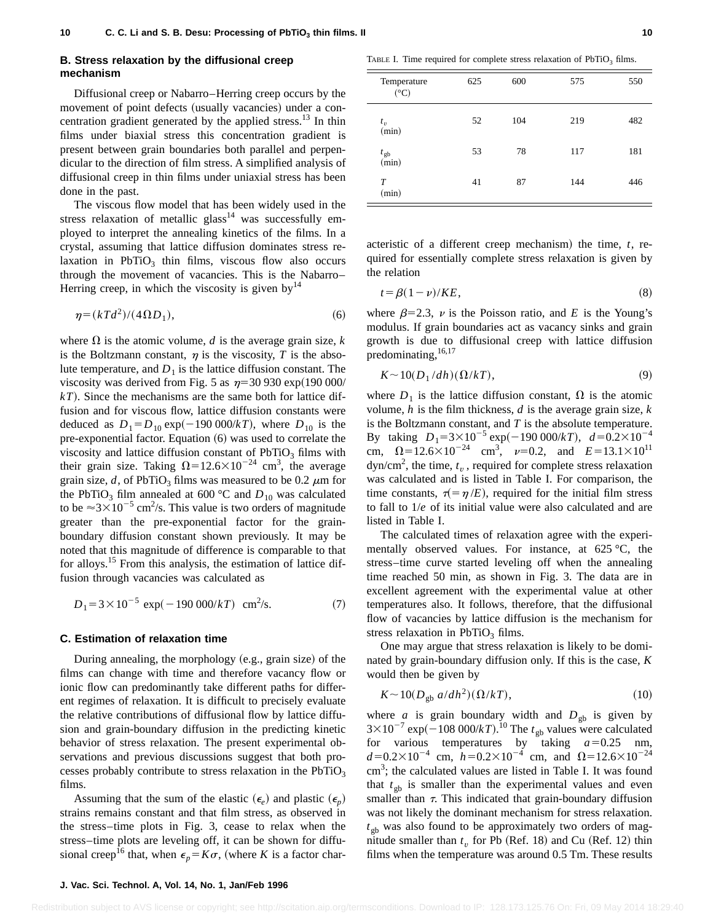### B. Stress relaxation by the diffusional creep mechanism

Diffusional creep or Nabarro–Herring creep occurs by the movement of point defects (usually vacancies) under a concentration gradient generated by the applied stress.[13] In thin films under biaxial stress this concentration gradient is present between grain boundaries both parallel and perpendicular to the direction of film stress. A simplified analysis of diffusional creep in thin films under uniaxial stress has been done in the past.

The viscous flow model that has been widely used in the stress relaxation of metallic glass[14] was successfully employed to interpret the annealing kinetics of the films. In a crystal, assuming that lattice diffusion dominates stress relaxation in $PbTiO_3$ thin films, viscous flow also occurs through the movement of vacancies. This is the Nabarro–Herring creep, in which the viscosity is given by[14]

$$\eta=(kTd^2)/(4\Omega D_1), \tag{6}$$

where $\Omega$ is the atomic volume, $d$ is the average grain size, $k$ is the Boltzmann constant, $\eta$ is the viscosity, $T$ is the absolute temperature, and $D_1$ is the lattice diffusion constant. The viscosity was derived from Fig. 5 as $\eta=30\,930\exp(190\,000/kT)$. Since the mechanisms are the same both for lattice diffusion and for viscous flow, lattice diffusion constants were deduced as $D_1=D_{10}\exp(-190\,000/kT)$, where $D_{10}$ is the pre-exponential factor. Equation (6) was used to correlate the viscosity and lattice diffusion constant of $PbTiO_3$ films with their grain size. Taking $\Omega=12.6\times10^{-24}$ cm$^3$, the average grain size, $d$, of $PbTiO_3$ films was measured to be 0.2 $\mu$m for the $PbTiO_3$ film annealed at 600 °C and $D_{10}$ was calculated to be $\approx3\times10^{-5}$ cm$^2$/s. This value is two orders of magnitude greater than the pre-exponential factor for the grain-boundary diffusion constant shown previously. It may be noted that this magnitude of difference is comparable to that for alloys.[15] From this analysis, the estimation of lattice diffusion through vacancies was calculated as

$$D_1=3\times10^{-5}\ \exp(-190\,000/kT)\ \ \text{cm}^2/\text{s}. \tag{7}$$

### C. Estimation of relaxation time

During annealing, the morphology (e.g., grain size) of the films can change with time and therefore vacancy flow or ionic flow can predominantly take different paths for different regimes of relaxation. It is difficult to precisely evaluate the relative contributions of diffusional flow by lattice diffusion and grain-boundary diffusion in the predicting kinetic behavior of stress relaxation. The present experimental observations and previous discussions suggest that both processes probably contribute to stress relaxation in the $PbTiO_3$ films.

Assuming that the sum of the elastic ($\epsilon_e$) and plastic ($\epsilon_p$) strains remains constant and that film stress, as observed in the stress–time plots in Fig. 3, cease to relax when the stress–time plots are leveling off, it can be shown for diffusional creep[16] that, when $\epsilon_p=K\sigma$, (where $K$ is a factor characteristic of a different creep mechanism) the time, $t$, required for essentially complete stress relaxation is given by the relation

$$t=\beta(1-\nu)/KE, \tag{8}$$

where $\beta=2.3$, $\nu$ is the Poisson ratio, and $E$ is the Young's modulus. If grain boundaries act as vacancy sinks and grain growth is due to diffusional creep with lattice diffusion predominating,[16,17]

$$K\sim10(D_1/dh)(\Omega/kT), \tag{9}$$

where $D_1$ is the lattice diffusion constant, $\Omega$ is the atomic volume, $h$ is the film thickness, $d$ is the average grain size, $k$ is the Boltzmann constant, and $T$ is the absolute temperature. By taking $D_1=3\times10^{-5}\exp(-190\,000/kT)$, $d=0.2\times10^{-4}$ cm, $\Omega=12.6\times10^{-24}$ cm$^3$, $\nu=0.2$, and $E=13.1\times10^{11}$ dyn/cm$^2$, the time, $t_v$, required for complete stress relaxation was calculated and is listed in Table I. For comparison, the time constants, $\tau(=\eta/E)$, required for the initial film stress to fall to $1/e$ of its initial value were also calculated and are listed in Table I.

TABLE I. Time required for complete stress relaxation of $PbTiO_3$ films.

| Temperature (°C) | 625 | 600 | 575 | 550 |
|---|---|---|---|---|
| $t_v$ (min) | 52 | 104 | 219 | 482 |
| $t_{gb}$ (min) | 53 | 78 | 117 | 181 |
| $T$ (min) | 41 | 87 | 144 | 446 |

The calculated times of relaxation agree with the experimentally observed values. For instance, at 625 °C, the stress–time curve started leveling off when the annealing time reached 50 min, as shown in Fig. 3. The data are in excellent agreement with the experimental value at other temperatures also. It follows, therefore, that the diffusional flow of vacancies by lattice diffusion is the mechanism for stress relaxation in $PbTiO_3$ films.

One may argue that stress relaxation is likely to be dominated by grain-boundary diffusion only. If this is the case, $K$ would then be given by

$$K\sim10(D_{gb}\,a/dh^2)(\Omega/kT), \tag{10}$$

where $a$ is grain boundary width and $D_{gb}$ is given by $3\times10^{-7}\exp(-108\,000/kT)$.[10] The $t_{gb}$ values were calculated for various temperatures by taking $a=0.25$ nm, $d=0.2\times10^{-4}$ cm, $h=0.2\times10^{-4}$ cm, and $\Omega=12.6\times10^{-24}$ cm$^3$; the calculated values are listed in Table I. It was found that $t_{gb}$ is smaller than the experimental values and even smaller than $\tau$. This indicated that grain-boundary diffusion was not likely the dominant mechanism for stress relaxation. $t_{gb}$ was also found to be approximately two orders of magnitude smaller than $t_v$ for Pb (Ref. 18) and Cu (Ref. 12) thin films when the temperature was around 0.5 Tm. These results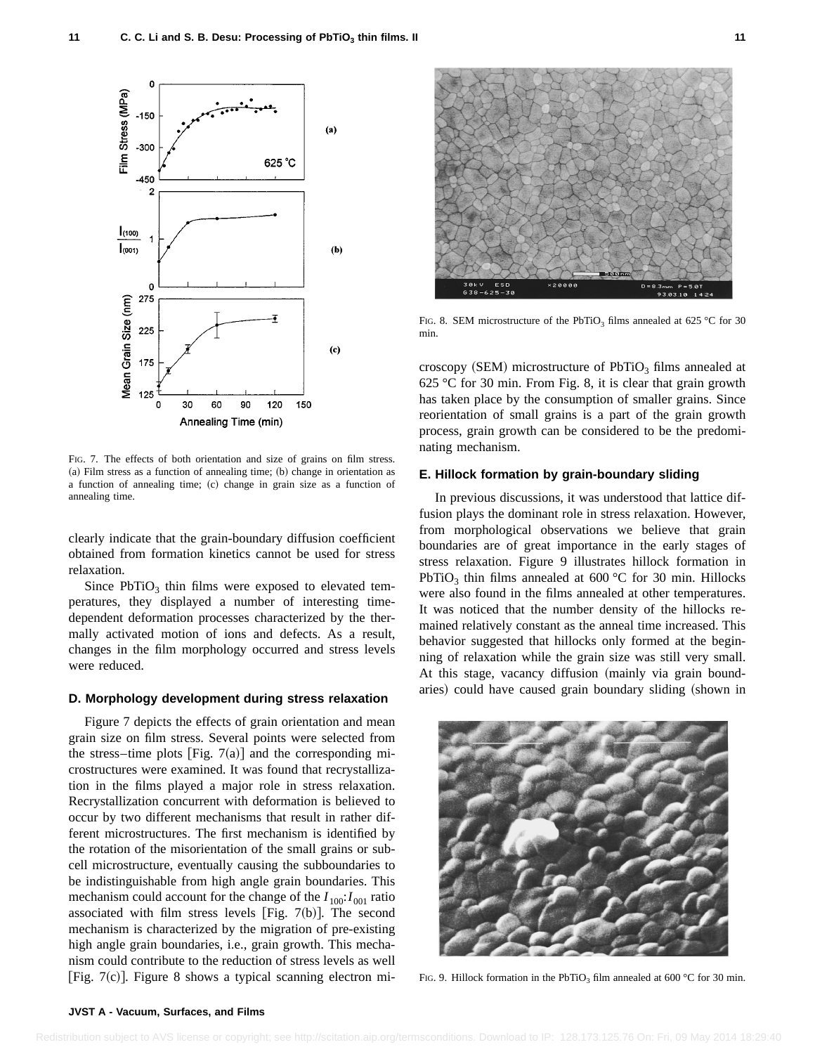FIG. 7. The effects of both orientation and size of grains on film stress. (a) Film stress as a function of annealing time; (b) change in orientation as a function of annealing time; (c) change in grain size as a function of annealing time.

clearly indicate that the grain-boundary diffusion coefficient obtained from formation kinetics cannot be used for stress relaxation.

Since $PbTiO_3$ thin films were exposed to elevated temperatures, they displayed a number of interesting time-dependent deformation processes characterized by the thermally activated motion of ions and defects. As a result, changes in the film morphology occurred and stress levels were reduced.

### D. Morphology development during stress relaxation

Figure 7 depicts the effects of grain orientation and mean grain size on film stress. Several points were selected from the stress–time plots [Fig. 7(a)] and the corresponding microstructures were examined. It was found that recrystallization in the films played a major role in stress relaxation. Recrystallization concurrent with deformation is believed to occur by two different mechanisms that result in rather different microstructures. The first mechanism is identified by the rotation of the misorientation of the small grains or subcell microstructure, eventually causing the subboundaries to be indistinguishable from high angle grain boundaries. This mechanism could account for the change of the $I_{100}$:$I_{001}$ ratio associated with film stress levels [Fig. 7(b)]. The second mechanism is characterized by the migration of pre-existing high angle grain boundaries, i.e., grain growth. This mechanism could contribute to the reduction of stress levels as well [Fig. 7(c)]. Figure 8 shows a typical scanning electron microscopy (SEM) microstructure of $PbTiO_3$ films annealed at 625 °C for 30 min. From Fig. 8, it is clear that grain growth has taken place by the consumption of smaller grains. Since reorientation of small grains is a part of the grain growth process, grain growth can be considered to be the predominating mechanism.

FIG. 8. SEM microstructure of the $PbTiO_3$ films annealed at 625 °C for 30 min.

### E. Hillock formation by grain-boundary sliding

In previous discussions, it was understood that lattice diffusion plays the dominant role in stress relaxation. However, from morphological observations we believe that grain boundaries are of great importance in the early stages of stress relaxation. Figure 9 illustrates hillock formation in $PbTiO_3$ thin films annealed at 600 °C for 30 min. Hillocks were also found in the films annealed at other temperatures. It was noticed that the number density of the hillocks remained relatively constant as the anneal time increased. This behavior suggested that hillocks only formed at the beginning of relaxation while the grain size was still very small. At this stage, vacancy diffusion (mainly via grain boundaries) could have caused grain boundary sliding (shown in

FIG. 9. Hillock formation in the $PbTiO_3$ film annealed at 600 °C for 30 min.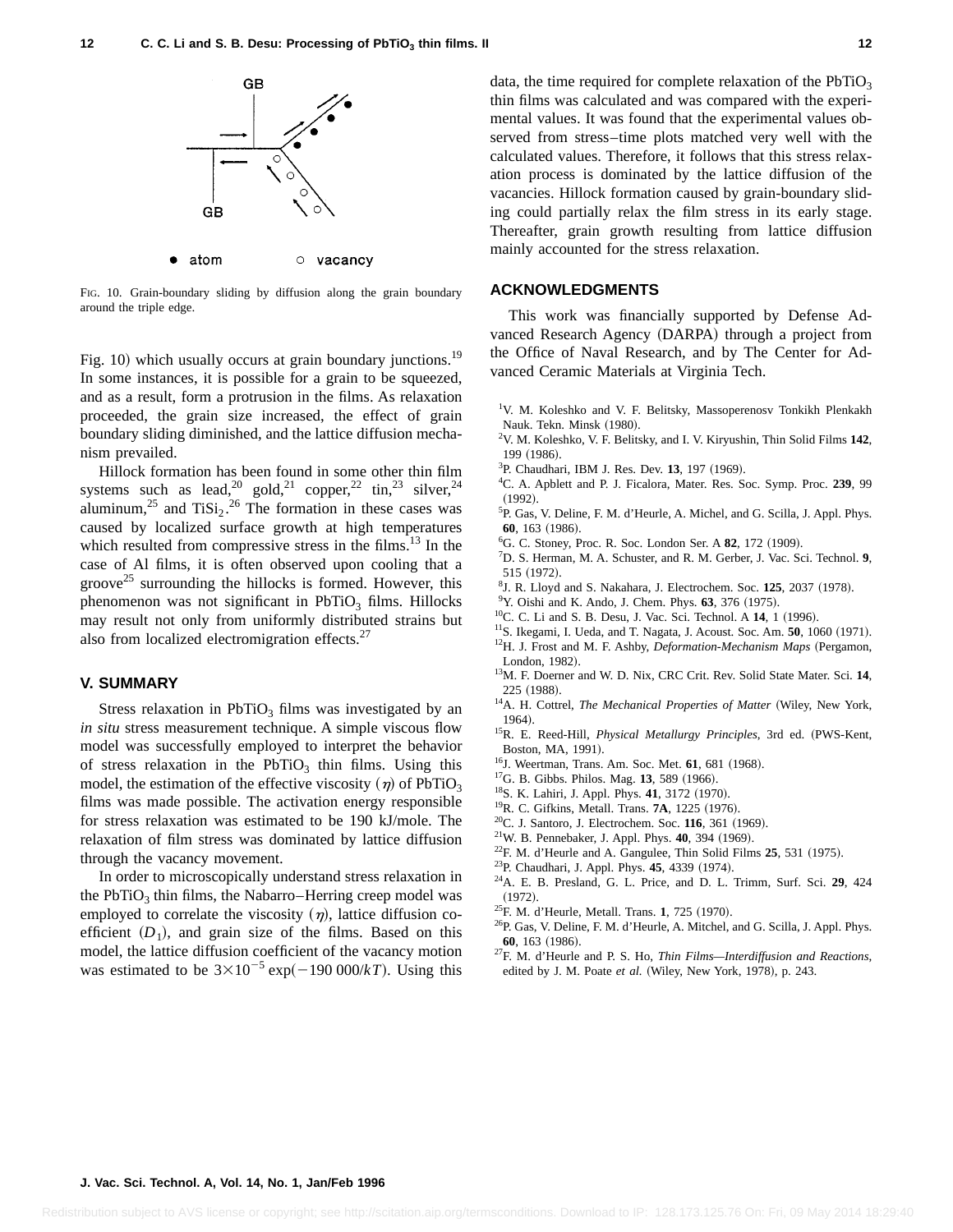GB

GB

● atom ○ vacancy

FIG. 10. Grain-boundary sliding by diffusion along the grain boundary around the triple edge.

Fig. 10) which usually occurs at grain boundary junctions.[19] In some instances, it is possible for a grain to be squeezed, and as a result, form a protrusion in the films. As relaxation proceeded, the grain size increased, the effect of grain boundary sliding diminished, and the lattice diffusion mechanism prevailed.

Hillock formation has been found in some other thin film systems such as lead,[20] gold,[21] copper,[22] tin,[23] silver,[24] aluminum,[25] and $TiSi_2$.[26] The formation in these cases was caused by localized surface growth at high temperatures which resulted from compressive stress in the films.[13] In the case of Al films, it is often observed upon cooling that a groove[25] surrounding the hillocks is formed. However, this phenomenon was not significant in $PbTiO_3$ films. Hillocks may result not only from uniformly distributed strains but also from localized electromigration effects.[27]

## V. SUMMARY

Stress relaxation in $PbTiO_3$ films was investigated by an *in situ* stress measurement technique. A simple viscous flow model was successfully employed to interpret the behavior of stress relaxation in the $PbTiO_3$ thin films. Using this model, the estimation of the effective viscosity ($\eta$) of $PbTiO_3$ films was made possible. The activation energy responsible for stress relaxation was estimated to be 190 kJ/mole. The relaxation of film stress was dominated by lattice diffusion through the vacancy movement.

In order to microscopically understand stress relaxation in the $PbTiO_3$ thin films, the Nabarro–Herring creep model was employed to correlate the viscosity ($\eta$), lattice diffusion coefficient ($D_1$), and grain size of the films. Based on this model, the lattice diffusion coefficient of the vacancy motion was estimated to be $3\times10^{-5}\exp(-190\,000/kT)$. Using this data, the time required for complete relaxation of the $PbTiO_3$ thin films was calculated and was compared with the experimental values. It was found that the experimental values observed from stress–time plots matched very well with the calculated values. Therefore, it follows that this stress relaxation process is dominated by the lattice diffusion of the vacancies. Hillock formation caused by grain-boundary sliding could partially relax the film stress in its early stage. Thereafter, grain growth resulting from lattice diffusion mainly accounted for the stress relaxation.

## ACKNOWLEDGMENTS

This work was financially supported by Defense Advanced Research Agency (DARPA) through a project from the Office of Naval Research, and by The Center for Advanced Ceramic Materials at Virginia Tech.

[1] V. M. Koleshko and V. F. Belitsky, Massoperenosv Tonkikh Plenkakh Nauk. Tekn. Minsk (1980).
[2] V. M. Koleshko, V. F. Belitsky, and I. V. Kiryushin, Thin Solid Films **142**, 199 (1986).
[3] P. Chaudhari, IBM J. Res. Dev. **13**, 197 (1969).
[4] C. A. Apblett and P. J. Ficalora, Mater. Res. Soc. Symp. Proc. **239**, 99 (1992).
[5] P. Gas, V. Deline, F. M. d'Heurle, A. Michel, and G. Scilla, J. Appl. Phys. **60**, 163 (1986).
[6] G. C. Stoney, Proc. R. Soc. London Ser. A **82**, 172 (1909).
[7] D. S. Herman, M. A. Schuster, and R. M. Gerber, J. Vac. Sci. Technol. **9**, 515 (1972).
[8] J. R. Lloyd and S. Nakahara, J. Electrochem. Soc. **125**, 2037 (1978).
[9] Y. Oishi and K. Ando, J. Chem. Phys. **63**, 376 (1975).
[10] C. C. Li and S. B. Desu, J. Vac. Sci. Technol. A **14**, 1 (1996).
[11] S. Ikegami, I. Ueda, and T. Nagata, J. Acoust. Soc. Am. **50**, 1060 (1971).
[12] H. J. Frost and M. F. Ashby, *Deformation-Mechanism Maps* (Pergamon, London, 1982).
[13] M. F. Doerner and W. D. Nix, CRC Crit. Rev. Solid State Mater. Sci. **14**, 225 (1988).
[14] A. H. Cottrel, *The Mechanical Properties of Matter* (Wiley, New York, 1964).
[15] R. E. Reed-Hill, *Physical Metallurgy Principles*, 3rd ed. (PWS-Kent, Boston, MA, 1991).
[16] J. Weertman, Trans. Am. Soc. Met. **61**, 681 (1968).
[17] G. B. Gibbs. Philos. Mag. **13**, 589 (1966).
[18] S. K. Lahiri, J. Appl. Phys. **41**, 3172 (1970).
[19] R. C. Gifkins, Metall. Trans. **7A**, 1225 (1976).
[20] C. J. Santoro, J. Electrochem. Soc. **116**, 361 (1969).
[21] W. B. Pennebaker, J. Appl. Phys. **40**, 394 (1969).
[22] F. M. d'Heurle and A. Gangulee, Thin Solid Films **25**, 531 (1975).
[23] P. Chaudhari, J. Appl. Phys. **45**, 4339 (1974).
[24] A. E. B. Presland, G. L. Price, and D. L. Trimm, Surf. Sci. **29**, 424 (1972).
[25] F. M. d'Heurle, Metall. Trans. **1**, 725 (1970).
[26] P. Gas, V. Deline, F. M. d'Heurle, A. Mitchel, and G. Scilla, J. Appl. Phys. **60**, 163 (1986).
[27] F. M. d'Heurle and P. S. Ho, *Thin Films—Interdiffusion and Reactions*, edited by J. M. Poate *et al.* (Wiley, New York, 1978), p. 243.